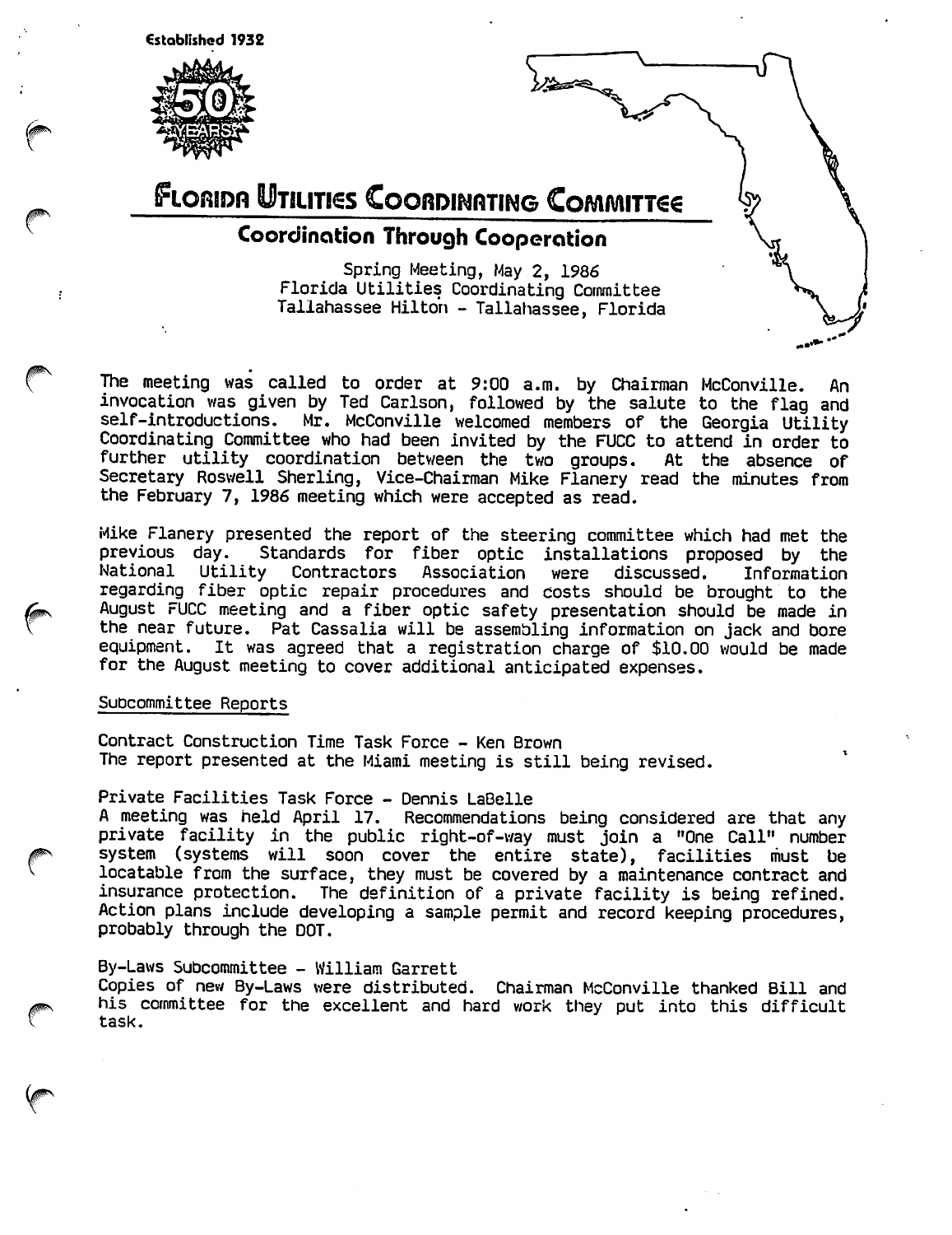Established 1932

50 YEARS

# Florida Utilities Coordinating Committee

## Coordination Through Cooperation

Spring Meeting, May 2, 1986
Florida Utilities Coordinating Committee
Tallahassee Hilton - Tallahassee, Florida

The meeting was called to order at 9:00 a.m. by Chairman McConville. An invocation was given by Ted Carlson, followed by the salute to the flag and self-introductions. Mr. McConville welcomed members of the Georgia Utility Coordinating Committee who had been invited by the FUCC to attend in order to further utility coordination between the two groups. At the absence of Secretary Roswell Sherling, Vice-Chairman Mike Flanery read the minutes from the February 7, 1986 meeting which were accepted as read.

Mike Flanery presented the report of the steering committee which had met the previous day. Standards for fiber optic installations proposed by the National Utility Contractors Association were discussed. Information regarding fiber optic repair procedures and costs should be brought to the August FUCC meeting and a fiber optic safety presentation should be made in the near future. Pat Cassalia will be assembling information on jack and bore equipment. It was agreed that a registration charge of $10.00 would be made for the August meeting to cover additional anticipated expenses.

Subcommittee Reports

Contract Construction Time Task Force - Ken Brown
The report presented at the Miami meeting is still being revised.

Private Facilities Task Force - Dennis LaBelle
A meeting was held April 17. Recommendations being considered are that any private facility in the public right-of-way must join a "One Call" number system (systems will soon cover the entire state), facilities must be locatable from the surface, they must be covered by a maintenance contract and insurance protection. The definition of a private facility is being refined. Action plans include developing a sample permit and record keeping procedures, probably through the DOT.

By-Laws Subcommittee - William Garrett
Copies of new By-Laws were distributed. Chairman McConville thanked Bill and his committee for the excellent and hard work they put into this difficult task.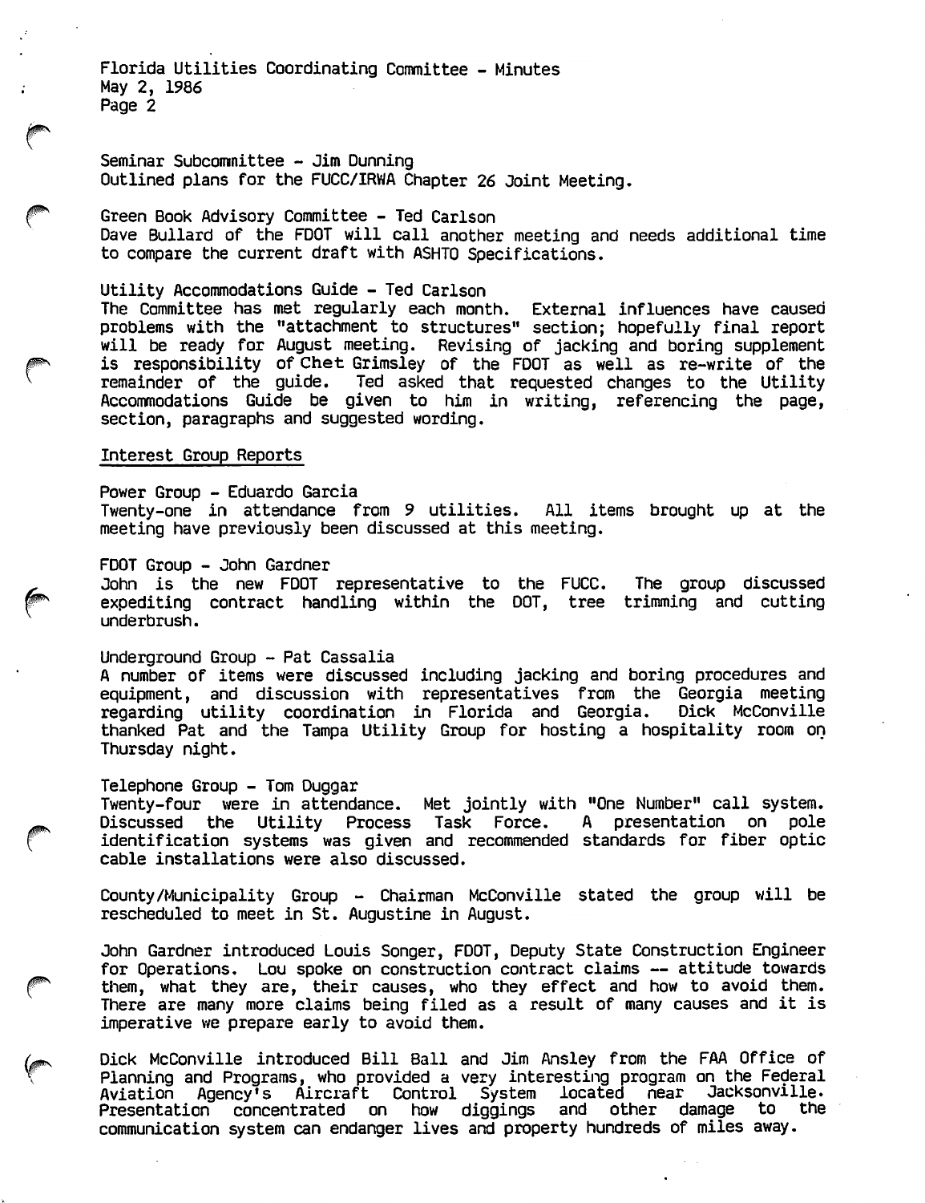Seminar Subcommittee - Jim Dunning
Outlined plans for the FUCC/IRWA Chapter 26 Joint Meeting.

Green Book Advisory Committee - Ted Carlson
Dave Bullard of the FDOT will call another meeting and needs additional time to compare the current draft with ASHTO Specifications.

Utility Accommodations Guide - Ted Carlson
The Committee has met regularly each month. External influences have caused problems with the "attachment to structures" section; hopefully final report will be ready for August meeting. Revising of jacking and boring supplement is responsibility of Chet Grimsley of the FDOT as well as re-write of the remainder of the guide. Ted asked that requested changes to the Utility Accommodations Guide be given to him in writing, referencing the page, section, paragraphs and suggested wording.

## Interest Group Reports

Power Group - Eduardo Garcia
Twenty-one in attendance from 9 utilities. All items brought up at the meeting have previously been discussed at this meeting.

FDOT Group - John Gardner
John is the new FDOT representative to the FUCC. The group discussed expediting contract handling within the DOT, tree trimming and cutting underbrush.

Underground Group - Pat Cassalia
A number of items were discussed including jacking and boring procedures and equipment, and discussion with representatives from the Georgia meeting regarding utility coordination in Florida and Georgia. Dick McConville thanked Pat and the Tampa Utility Group for hosting a hospitality room on Thursday night.

Telephone Group - Tom Duggar
Twenty-four were in attendance. Met jointly with "One Number" call system. Discussed the Utility Process Task Force. A presentation on pole identification systems was given and recommended standards for fiber optic cable installations were also discussed.

County/Municipality Group - Chairman McConville stated the group will be rescheduled to meet in St. Augustine in August.

John Gardner introduced Louis Songer, FDOT, Deputy State Construction Engineer for Operations. Lou spoke on construction contract claims -- attitude towards them, what they are, their causes, who they effect and how to avoid them. There are many more claims being filed as a result of many causes and it is imperative we prepare early to avoid them.

Dick McConville introduced Bill Ball and Jim Ansley from the FAA Office of Planning and Programs, who provided a very interesting program on the Federal Aviation Agency's Aircraft Control System located near Jacksonville. Presentation concentrated on how diggings and other damage to the communication system can endanger lives and property hundreds of miles away.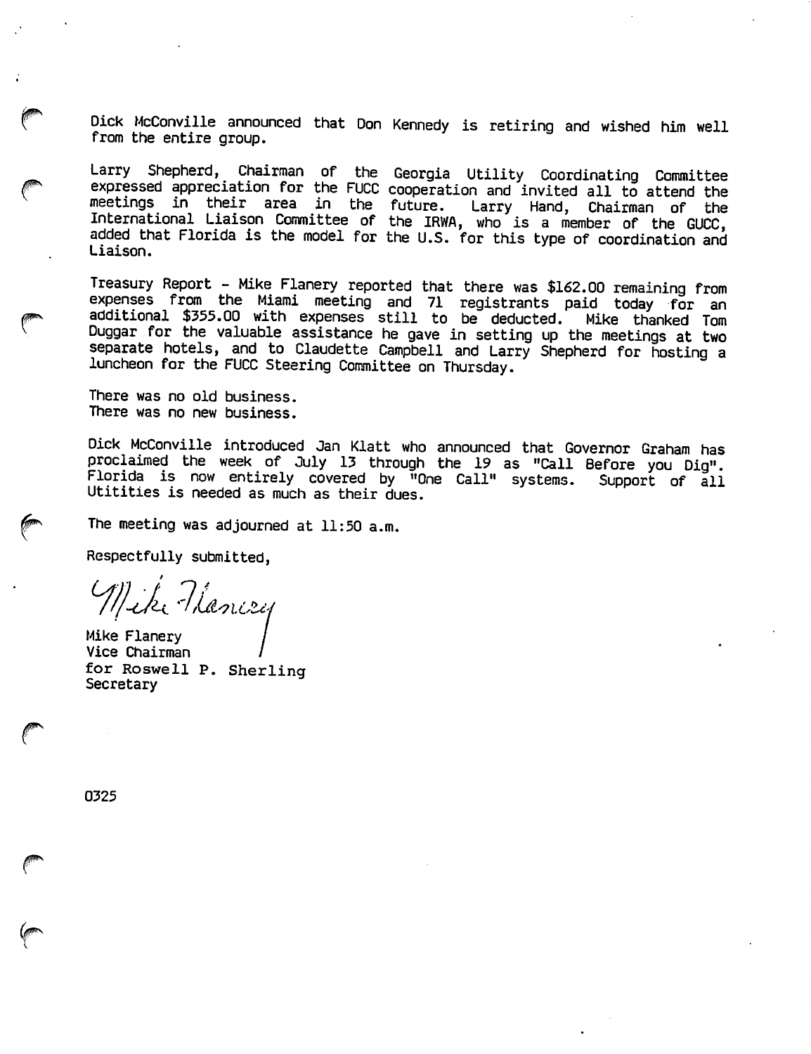Dick McConville announced that Don Kennedy is retiring and wished him well from the entire group.

Larry Shepherd, Chairman of the Georgia Utility Coordinating Committee expressed appreciation for the FUCC cooperation and invited all to attend the meetings in their area in the future. Larry Hand, Chairman of the International Liaison Committee of the IRWA, who is a member of the GUCC, added that Florida is the model for the U.S. for this type of coordination and Liaison.

Treasury Report - Mike Flanery reported that there was $162.00 remaining from expenses from the Miami meeting and 71 registrants paid today for an additional $355.00 with expenses still to be deducted. Mike thanked Tom Duggar for the valuable assistance he gave in setting up the meetings at two separate hotels, and to Claudette Campbell and Larry Shepherd for hosting a luncheon for the FUCC Steering Committee on Thursday.

There was no old business.
There was no new business.

Dick McConville introduced Jan Klatt who announced that Governor Graham has proclaimed the week of July 13 through the 19 as "Call Before you Dig". Florida is now entirely covered by "One Call" systems. Support of all Utitities is needed as much as their dues.

The meeting was adjourned at 11:50 a.m.

Respectfully submitted,

Mike Flanery

Mike Flanery
Vice Chairman
for Roswell P. Sherling
Secretary

0325